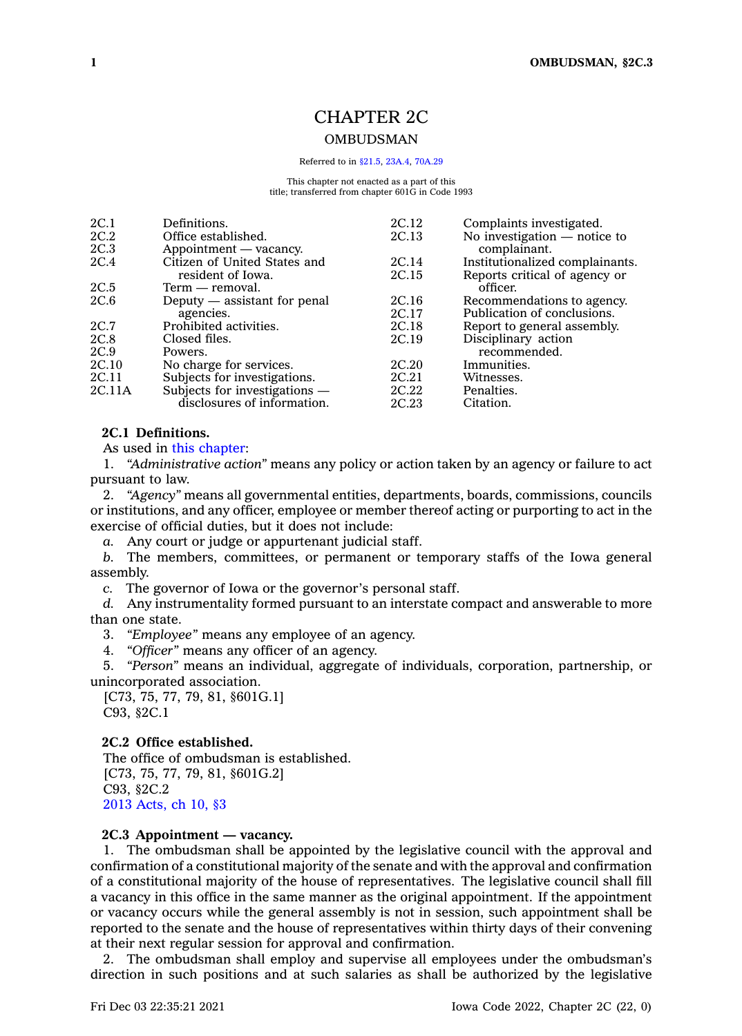# CHAPTER 2C

## OMBUDSMAN

Referred to in §21.5, 23A.4, 70A.29

This chapter not enacted as a part of this title; transferred from chapter 601G in Code 1993

| | | | |
|---|---|---|---|
| 2C.1 | Definitions. | 2C.12 | Complaints investigated. |
| 2C.2 | Office established. | 2C.13 | No investigation — notice to complainant. |
| 2C.3 | Appointment — vacancy. | 2C.14 | Institutionalized complainants. |
| 2C.4 | Citizen of United States and resident of Iowa. | 2C.15 | Reports critical of agency or officer. |
| 2C.5 | Term — removal. | 2C.16 | Recommendations to agency. |
| 2C.6 | Deputy — assistant for penal agencies. | 2C.17 | Publication of conclusions. |
| 2C.7 | Prohibited activities. | 2C.18 | Report to general assembly. |
| 2C.8 | Closed files. | 2C.19 | Disciplinary action recommended. |
| 2C.9 | Powers. | 2C.20 | Immunities. |
| 2C.10 | No charge for services. | 2C.21 | Witnesses. |
| 2C.11 | Subjects for investigations. | 2C.22 | Penalties. |
| 2C.11A | Subjects for investigations — disclosures of information. | 2C.23 | Citation. |

**2C.1 Definitions.**

As used in this chapter:

1. *"Administrative action"* means any policy or action taken by an agency or failure to act pursuant to law.

2. *"Agency"* means all governmental entities, departments, boards, commissions, councils or institutions, and any officer, employee or member thereof acting or purporting to act in the exercise of official duties, but it does not include:

*a.* Any court or judge or appurtenant judicial staff.

*b.* The members, committees, or permanent or temporary staffs of the Iowa general assembly.

*c.* The governor of Iowa or the governor's personal staff.

*d.* Any instrumentality formed pursuant to an interstate compact and answerable to more than one state.

3. *"Employee"* means any employee of an agency.

4. *"Officer"* means any officer of an agency.

5. *"Person"* means an individual, aggregate of individuals, corporation, partnership, or unincorporated association.

[C73, 75, 77, 79, 81, §601G.1]
C93, §2C.1

**2C.2 Office established.**

The office of ombudsman is established.

[C73, 75, 77, 79, 81, §601G.2]
C93, §2C.2
2013 Acts, ch 10, §3

**2C.3 Appointment — vacancy.**

1. The ombudsman shall be appointed by the legislative council with the approval and confirmation of a constitutional majority of the senate and with the approval and confirmation of a constitutional majority of the house of representatives. The legislative council shall fill a vacancy in this office in the same manner as the original appointment. If the appointment or vacancy occurs while the general assembly is not in session, such appointment shall be reported to the senate and the house of representatives within thirty days of their convening at their next regular session for approval and confirmation.

2. The ombudsman shall employ and supervise all employees under the ombudsman's direction in such positions and at such salaries as shall be authorized by the legislative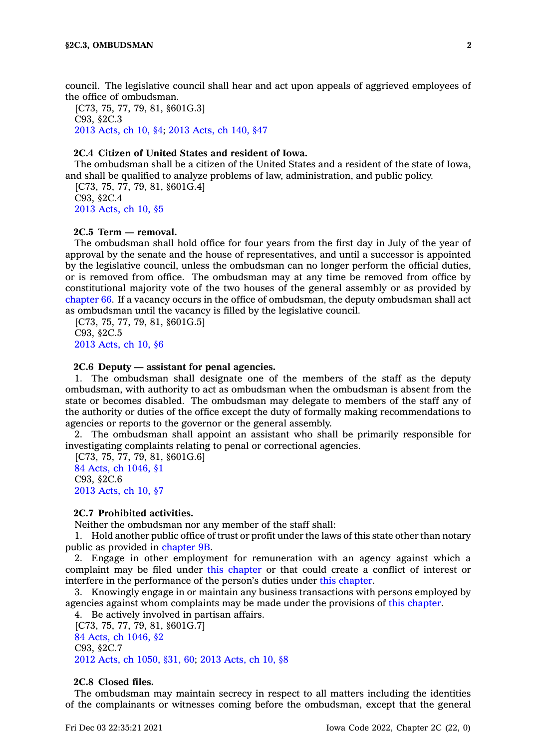council. The legislative council shall hear and act upon appeals of aggrieved employees of the office of ombudsman.

[C73, 75, 77, 79, 81, §601G.3]
C93, §2C.3
2013 Acts, ch 10, §4; 2013 Acts, ch 140, §47

**2C.4 Citizen of United States and resident of Iowa.**

The ombudsman shall be a citizen of the United States and a resident of the state of Iowa, and shall be qualified to analyze problems of law, administration, and public policy.

[C73, 75, 77, 79, 81, §601G.4]
C93, §2C.4
2013 Acts, ch 10, §5

**2C.5 Term — removal.**

The ombudsman shall hold office for four years from the first day in July of the year of approval by the senate and the house of representatives, and until a successor is appointed by the legislative council, unless the ombudsman can no longer perform the official duties, or is removed from office. The ombudsman may at any time be removed from office by constitutional majority vote of the two houses of the general assembly or as provided by chapter 66. If a vacancy occurs in the office of ombudsman, the deputy ombudsman shall act as ombudsman until the vacancy is filled by the legislative council.

[C73, 75, 77, 79, 81, §601G.5]
C93, §2C.5
2013 Acts, ch 10, §6

**2C.6 Deputy — assistant for penal agencies.**

1. The ombudsman shall designate one of the members of the staff as the deputy ombudsman, with authority to act as ombudsman when the ombudsman is absent from the state or becomes disabled. The ombudsman may delegate to members of the staff any of the authority or duties of the office except the duty of formally making recommendations to agencies or reports to the governor or the general assembly.

2. The ombudsman shall appoint an assistant who shall be primarily responsible for investigating complaints relating to penal or correctional agencies.

[C73, 75, 77, 79, 81, §601G.6]
84 Acts, ch 1046, §1
C93, §2C.6
2013 Acts, ch 10, §7

**2C.7 Prohibited activities.**

Neither the ombudsman nor any member of the staff shall:

1. Hold another public office of trust or profit under the laws of this state other than notary public as provided in chapter 9B.

2. Engage in other employment for remuneration with an agency against which a complaint may be filed under this chapter or that could create a conflict of interest or interfere in the performance of the person's duties under this chapter.

3. Knowingly engage in or maintain any business transactions with persons employed by agencies against whom complaints may be made under the provisions of this chapter.

4. Be actively involved in partisan affairs.

[C73, 75, 77, 79, 81, §601G.7]
84 Acts, ch 1046, §2
C93, §2C.7
2012 Acts, ch 1050, §31, 60; 2013 Acts, ch 10, §8

**2C.8 Closed files.**

The ombudsman may maintain secrecy in respect to all matters including the identities of the complainants or witnesses coming before the ombudsman, except that the general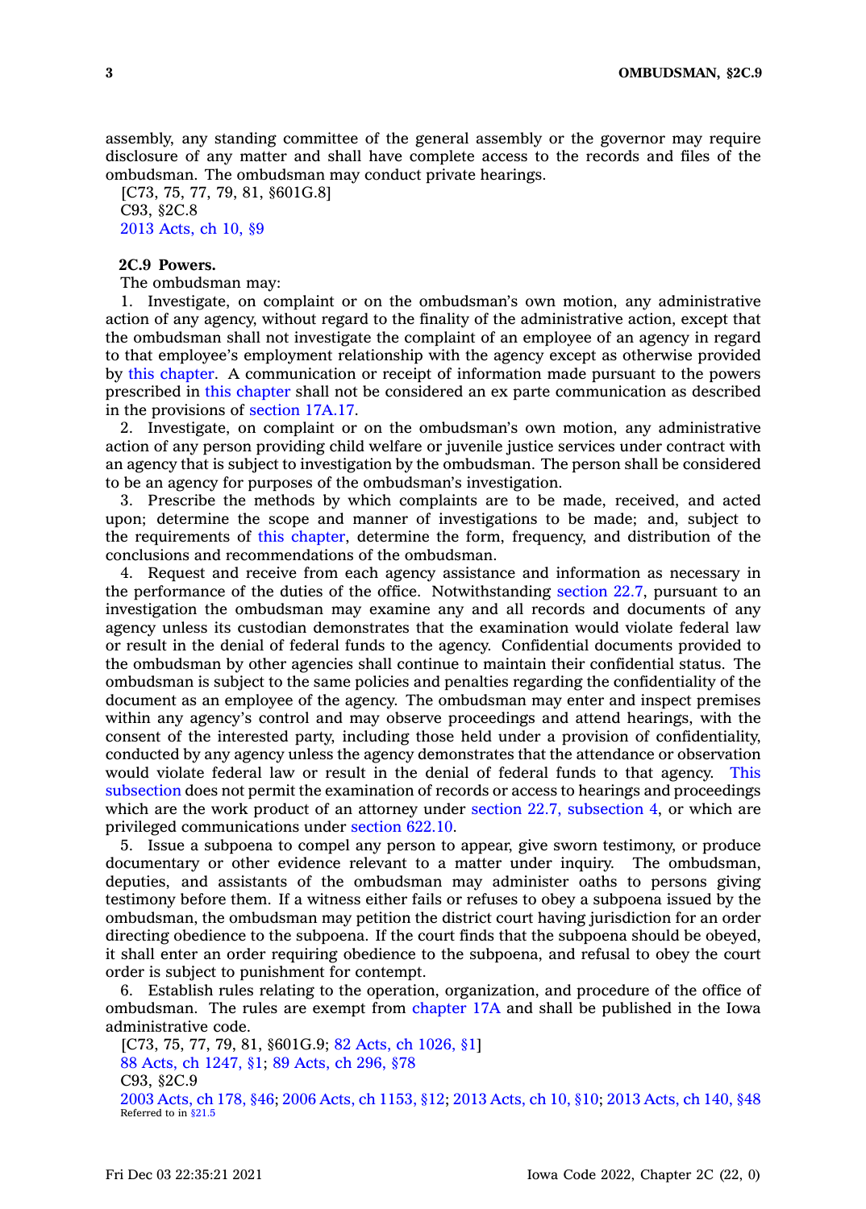assembly, any standing committee of the general assembly or the governor may require disclosure of any matter and shall have complete access to the records and files of the ombudsman. The ombudsman may conduct private hearings.

[C73, 75, 77, 79, 81, §601G.8]
C93, §2C.8
2013 Acts, ch 10, §9

**2C.9 Powers.**

The ombudsman may:

1. Investigate, on complaint or on the ombudsman's own motion, any administrative action of any agency, without regard to the finality of the administrative action, except that the ombudsman shall not investigate the complaint of an employee of an agency in regard to that employee's employment relationship with the agency except as otherwise provided by this chapter. A communication or receipt of information made pursuant to the powers prescribed in this chapter shall not be considered an ex parte communication as described in the provisions of section 17A.17.

2. Investigate, on complaint or on the ombudsman's own motion, any administrative action of any person providing child welfare or juvenile justice services under contract with an agency that is subject to investigation by the ombudsman. The person shall be considered to be an agency for purposes of the ombudsman's investigation.

3. Prescribe the methods by which complaints are to be made, received, and acted upon; determine the scope and manner of investigations to be made; and, subject to the requirements of this chapter, determine the form, frequency, and distribution of the conclusions and recommendations of the ombudsman.

4. Request and receive from each agency assistance and information as necessary in the performance of the duties of the office. Notwithstanding section 22.7, pursuant to an investigation the ombudsman may examine any and all records and documents of any agency unless its custodian demonstrates that the examination would violate federal law or result in the denial of federal funds to the agency. Confidential documents provided to the ombudsman by other agencies shall continue to maintain their confidential status. The ombudsman is subject to the same policies and penalties regarding the confidentiality of the document as an employee of the agency. The ombudsman may enter and inspect premises within any agency's control and may observe proceedings and attend hearings, with the consent of the interested party, including those held under a provision of confidentiality, conducted by any agency unless the agency demonstrates that the attendance or observation would violate federal law or result in the denial of federal funds to that agency. This subsection does not permit the examination of records or access to hearings and proceedings which are the work product of an attorney under section 22.7, subsection 4, or which are privileged communications under section 622.10.

5. Issue a subpoena to compel any person to appear, give sworn testimony, or produce documentary or other evidence relevant to a matter under inquiry. The ombudsman, deputies, and assistants of the ombudsman may administer oaths to persons giving testimony before them. If a witness either fails or refuses to obey a subpoena issued by the ombudsman, the ombudsman may petition the district court having jurisdiction for an order directing obedience to the subpoena. If the court finds that the subpoena should be obeyed, it shall enter an order requiring obedience to the subpoena, and refusal to obey the court order is subject to punishment for contempt.

6. Establish rules relating to the operation, organization, and procedure of the office of ombudsman. The rules are exempt from chapter 17A and shall be published in the Iowa administrative code.

[C73, 75, 77, 79, 81, §601G.9; 82 Acts, ch 1026, §1]
88 Acts, ch 1247, §1; 89 Acts, ch 296, §78
C93, §2C.9
2003 Acts, ch 178, §46; 2006 Acts, ch 1153, §12; 2013 Acts, ch 10, §10; 2013 Acts, ch 140, §48
Referred to in §21.5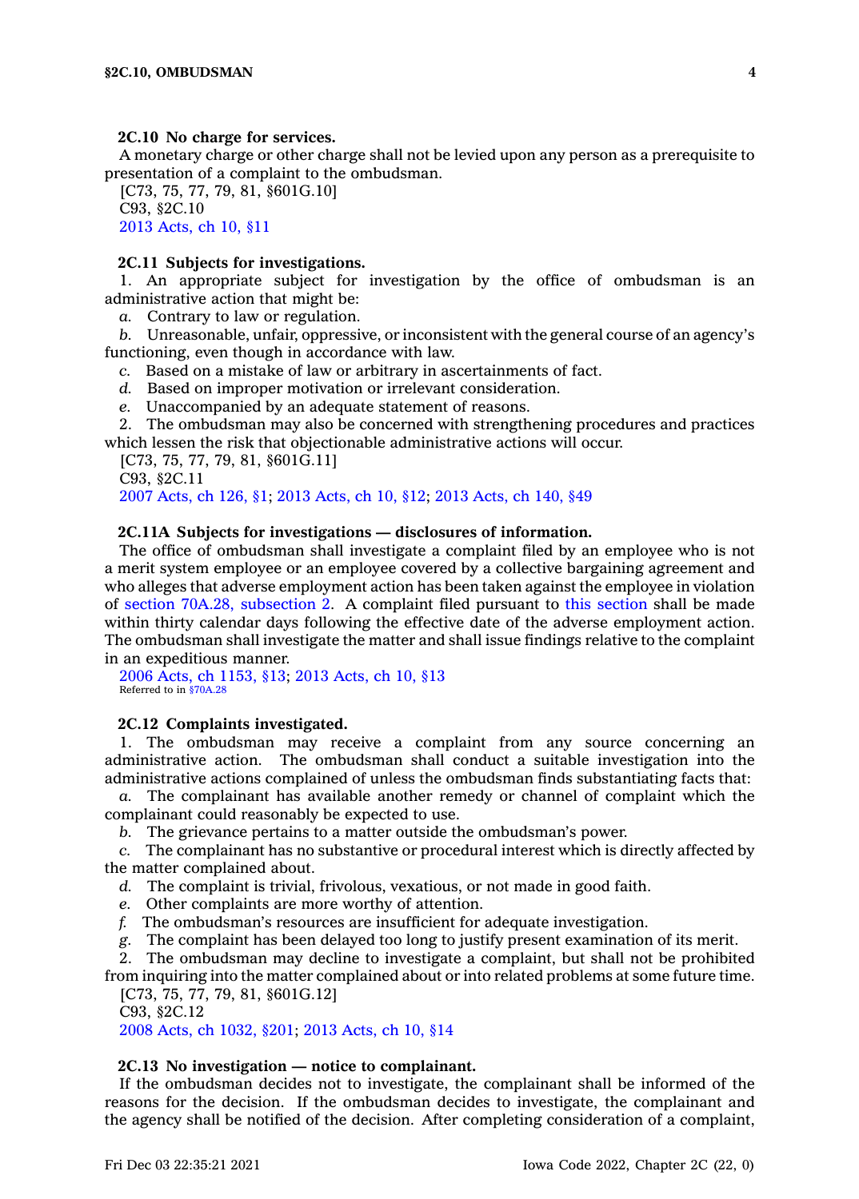**2C.10 No charge for services.**

A monetary charge or other charge shall not be levied upon any person as a prerequisite to presentation of a complaint to the ombudsman.

[C73, 75, 77, 79, 81, §601G.10]

C93, §2C.10

2013 Acts, ch 10, §11

**2C.11 Subjects for investigations.**

1. An appropriate subject for investigation by the office of ombudsman is an administrative action that might be:

*a.* Contrary to law or regulation.

*b.* Unreasonable, unfair, oppressive, or inconsistent with the general course of an agency's functioning, even though in accordance with law.

*c.* Based on a mistake of law or arbitrary in ascertainments of fact.

*d.* Based on improper motivation or irrelevant consideration.

*e.* Unaccompanied by an adequate statement of reasons.

2. The ombudsman may also be concerned with strengthening procedures and practices which lessen the risk that objectionable administrative actions will occur.

[C73, 75, 77, 79, 81, §601G.11]

C93, §2C.11

2007 Acts, ch 126, §1; 2013 Acts, ch 10, §12; 2013 Acts, ch 140, §49

**2C.11A Subjects for investigations — disclosures of information.**

The office of ombudsman shall investigate a complaint filed by an employee who is not a merit system employee or an employee covered by a collective bargaining agreement and who alleges that adverse employment action has been taken against the employee in violation of section 70A.28, subsection 2. A complaint filed pursuant to this section shall be made within thirty calendar days following the effective date of the adverse employment action. The ombudsman shall investigate the matter and shall issue findings relative to the complaint in an expeditious manner.

2006 Acts, ch 1153, §13; 2013 Acts, ch 10, §13

Referred to in §70A.28

**2C.12 Complaints investigated.**

1. The ombudsman may receive a complaint from any source concerning an administrative action. The ombudsman shall conduct a suitable investigation into the administrative actions complained of unless the ombudsman finds substantiating facts that:

*a.* The complainant has available another remedy or channel of complaint which the complainant could reasonably be expected to use.

*b.* The grievance pertains to a matter outside the ombudsman's power.

*c.* The complainant has no substantive or procedural interest which is directly affected by the matter complained about.

*d.* The complaint is trivial, frivolous, vexatious, or not made in good faith.

*e.* Other complaints are more worthy of attention.

*f.* The ombudsman's resources are insufficient for adequate investigation.

*g.* The complaint has been delayed too long to justify present examination of its merit.

2. The ombudsman may decline to investigate a complaint, but shall not be prohibited from inquiring into the matter complained about or into related problems at some future time.

[C73, 75, 77, 79, 81, §601G.12]

C93, §2C.12

2008 Acts, ch 1032, §201; 2013 Acts, ch 10, §14

**2C.13 No investigation — notice to complainant.**

If the ombudsman decides not to investigate, the complainant shall be informed of the reasons for the decision. If the ombudsman decides to investigate, the complainant and the agency shall be notified of the decision. After completing consideration of a complaint,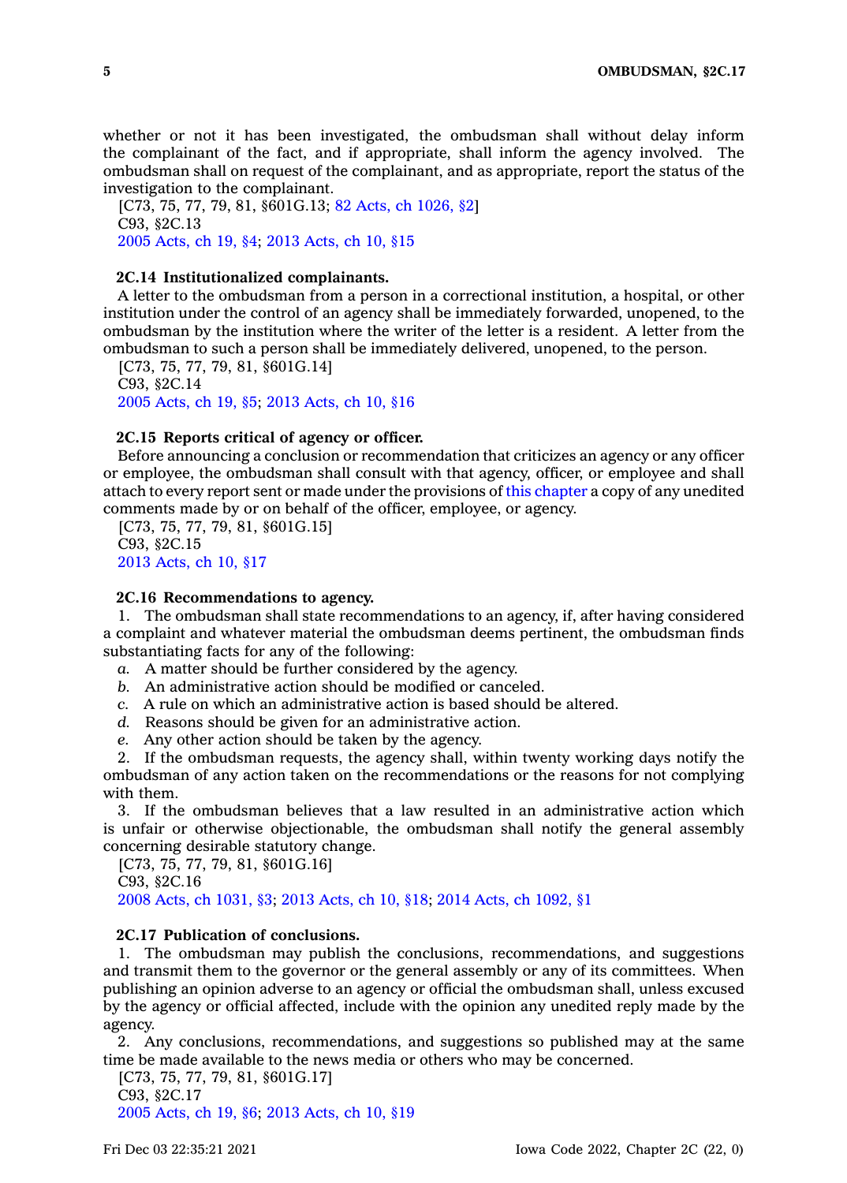whether or not it has been investigated, the ombudsman shall without delay inform the complainant of the fact, and if appropriate, shall inform the agency involved. The ombudsman shall on request of the complainant, and as appropriate, report the status of the investigation to the complainant.

[C73, 75, 77, 79, 81, §601G.13; 82 Acts, ch 1026, §2]
C93, §2C.13
2005 Acts, ch 19, §4; 2013 Acts, ch 10, §15

### 2C.14 Institutionalized complainants.

A letter to the ombudsman from a person in a correctional institution, a hospital, or other institution under the control of an agency shall be immediately forwarded, unopened, to the ombudsman by the institution where the writer of the letter is a resident. A letter from the ombudsman to such a person shall be immediately delivered, unopened, to the person.

[C73, 75, 77, 79, 81, §601G.14]
C93, §2C.14
2005 Acts, ch 19, §5; 2013 Acts, ch 10, §16

### 2C.15 Reports critical of agency or officer.

Before announcing a conclusion or recommendation that criticizes an agency or any officer or employee, the ombudsman shall consult with that agency, officer, or employee and shall attach to every report sent or made under the provisions of this chapter a copy of any unedited comments made by or on behalf of the officer, employee, or agency.

[C73, 75, 77, 79, 81, §601G.15]
C93, §2C.15
2013 Acts, ch 10, §17

### 2C.16 Recommendations to agency.

1. The ombudsman shall state recommendations to an agency, if, after having considered a complaint and whatever material the ombudsman deems pertinent, the ombudsman finds substantiating facts for any of the following:

*a.* A matter should be further considered by the agency.
*b.* An administrative action should be modified or canceled.
*c.* A rule on which an administrative action is based should be altered.
*d.* Reasons should be given for an administrative action.
*e.* Any other action should be taken by the agency.

2. If the ombudsman requests, the agency shall, within twenty working days notify the ombudsman of any action taken on the recommendations or the reasons for not complying with them.

3. If the ombudsman believes that a law resulted in an administrative action which is unfair or otherwise objectionable, the ombudsman shall notify the general assembly concerning desirable statutory change.

[C73, 75, 77, 79, 81, §601G.16]
C93, §2C.16
2008 Acts, ch 1031, §3; 2013 Acts, ch 10, §18; 2014 Acts, ch 1092, §1

### 2C.17 Publication of conclusions.

1. The ombudsman may publish the conclusions, recommendations, and suggestions and transmit them to the governor or the general assembly or any of its committees. When publishing an opinion adverse to an agency or official the ombudsman shall, unless excused by the agency or official affected, include with the opinion any unedited reply made by the agency.

2. Any conclusions, recommendations, and suggestions so published may at the same time be made available to the news media or others who may be concerned.

[C73, 75, 77, 79, 81, §601G.17]
C93, §2C.17
2005 Acts, ch 19, §6; 2013 Acts, ch 10, §19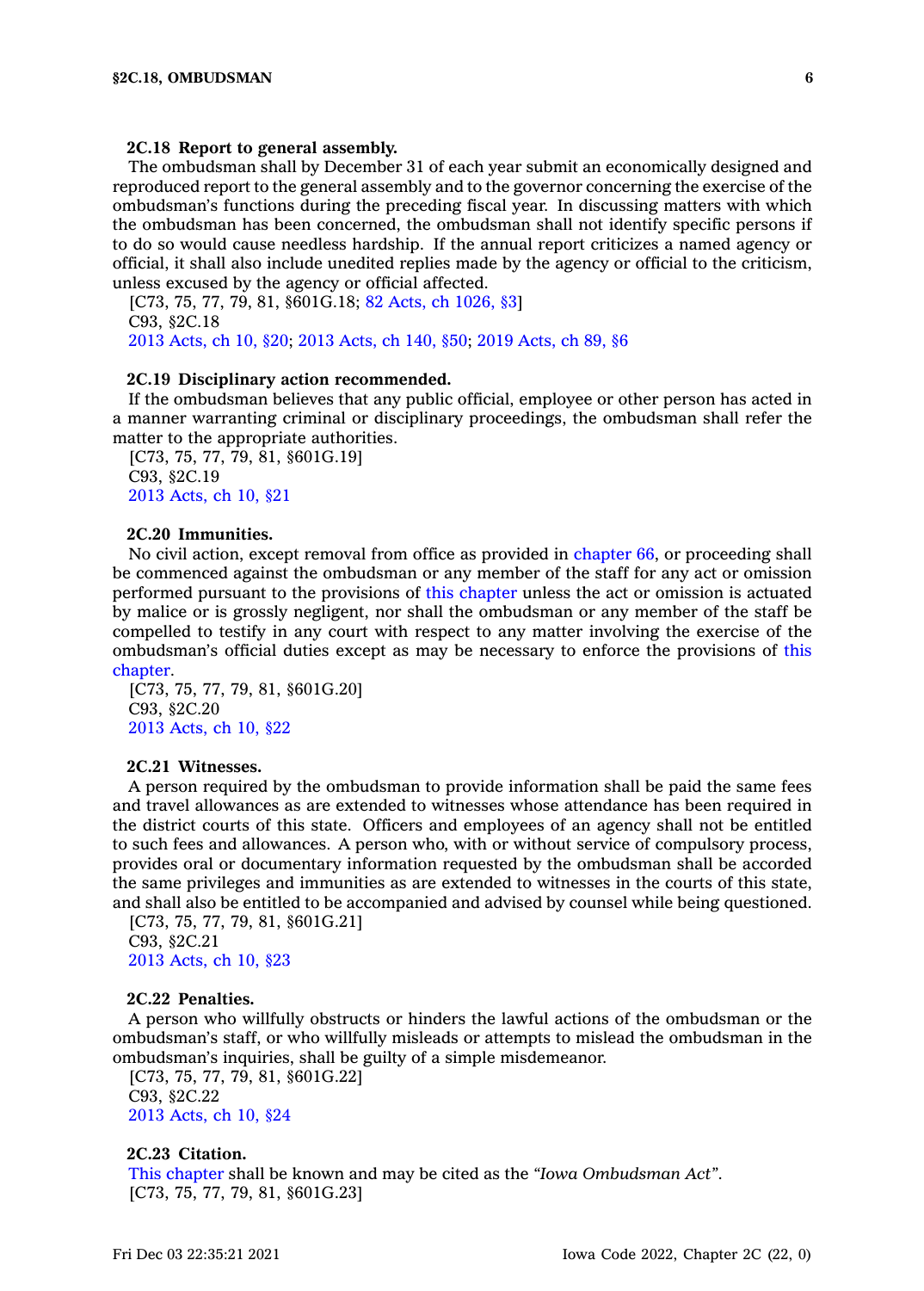**2C.18 Report to general assembly.**

The ombudsman shall by December 31 of each year submit an economically designed and reproduced report to the general assembly and to the governor concerning the exercise of the ombudsman's functions during the preceding fiscal year. In discussing matters with which the ombudsman has been concerned, the ombudsman shall not identify specific persons if to do so would cause needless hardship. If the annual report criticizes a named agency or official, it shall also include unedited replies made by the agency or official to the criticism, unless excused by the agency or official affected.

[C73, 75, 77, 79, 81, §601G.18; 82 Acts, ch 1026, §3]
C93, §2C.18
2013 Acts, ch 10, §20; 2013 Acts, ch 140, §50; 2019 Acts, ch 89, §6

**2C.19 Disciplinary action recommended.**

If the ombudsman believes that any public official, employee or other person has acted in a manner warranting criminal or disciplinary proceedings, the ombudsman shall refer the matter to the appropriate authorities.

[C73, 75, 77, 79, 81, §601G.19]
C93, §2C.19
2013 Acts, ch 10, §21

**2C.20 Immunities.**

No civil action, except removal from office as provided in chapter 66, or proceeding shall be commenced against the ombudsman or any member of the staff for any act or omission performed pursuant to the provisions of this chapter unless the act or omission is actuated by malice or is grossly negligent, nor shall the ombudsman or any member of the staff be compelled to testify in any court with respect to any matter involving the exercise of the ombudsman's official duties except as may be necessary to enforce the provisions of this chapter.

[C73, 75, 77, 79, 81, §601G.20]
C93, §2C.20
2013 Acts, ch 10, §22

**2C.21 Witnesses.**

A person required by the ombudsman to provide information shall be paid the same fees and travel allowances as are extended to witnesses whose attendance has been required in the district courts of this state. Officers and employees of an agency shall not be entitled to such fees and allowances. A person who, with or without service of compulsory process, provides oral or documentary information requested by the ombudsman shall be accorded the same privileges and immunities as are extended to witnesses in the courts of this state, and shall also be entitled to be accompanied and advised by counsel while being questioned.

[C73, 75, 77, 79, 81, §601G.21]
C93, §2C.21
2013 Acts, ch 10, §23

**2C.22 Penalties.**

A person who willfully obstructs or hinders the lawful actions of the ombudsman or the ombudsman's staff, or who willfully misleads or attempts to mislead the ombudsman in the ombudsman's inquiries, shall be guilty of a simple misdemeanor.

[C73, 75, 77, 79, 81, §601G.22]
C93, §2C.22
2013 Acts, ch 10, §24

**2C.23 Citation.**

This chapter shall be known and may be cited as the *"Iowa Ombudsman Act"*.

[C73, 75, 77, 79, 81, §601G.23]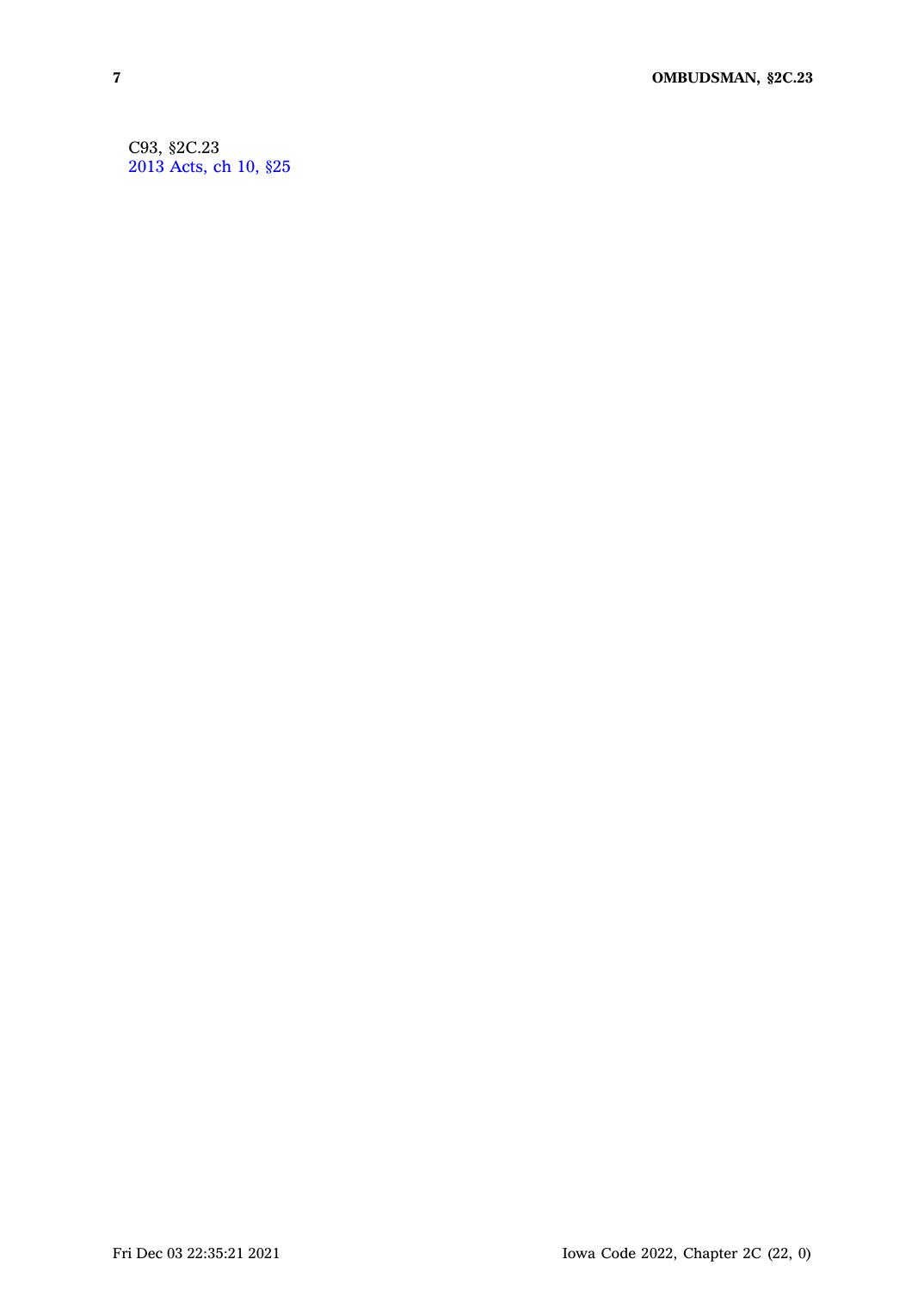C93, §2C.23
2013 Acts, ch 10, §25